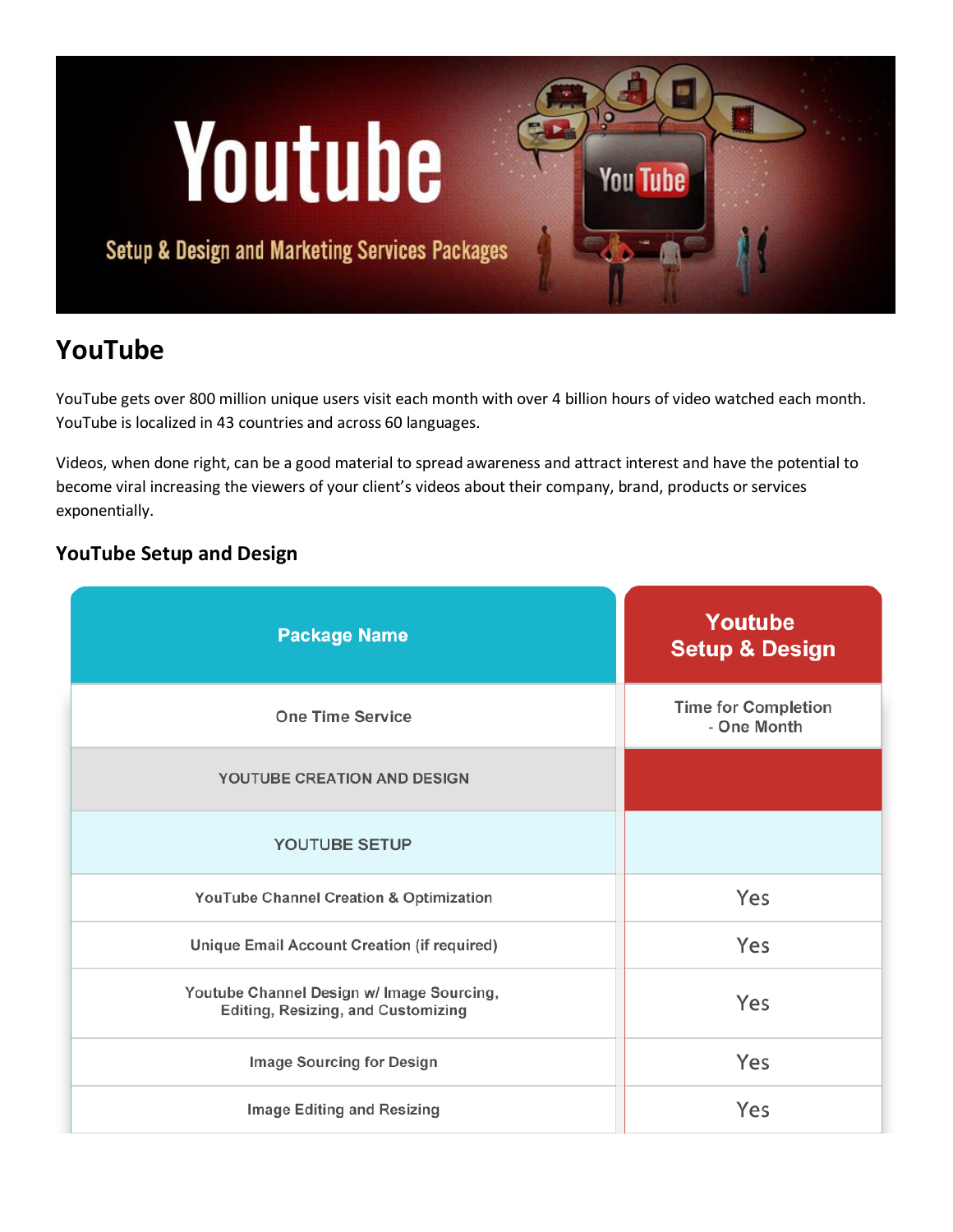# YouTube

YouTube gets over 800 million unique users visit each month with over 4 billion hours of video watched each month. YouTube is localized in 43 countries and across 60 languages.

Videos, when done right, can be a good material to spread awareness and attract interest and have the potential to become viral increasing the viewers of your client's videos about their company, brand, products or services exponentially.

## YouTube Setup and Design

| Package Name | Youtube Setup & Design |
|---|---|
| One Time Service | Time for Completion - One Month |
| YOUTUBE CREATION AND DESIGN | |
| YOUTUBE SETUP | |
| YouTube Channel Creation & Optimization | Yes |
| Unique Email Account Creation (if required) | Yes |
| Youtube Channel Design w/ Image Sourcing, Editing, Resizing, and Customizing | Yes |
| Image Sourcing for Design | Yes |
| Image Editing and Resizing | Yes |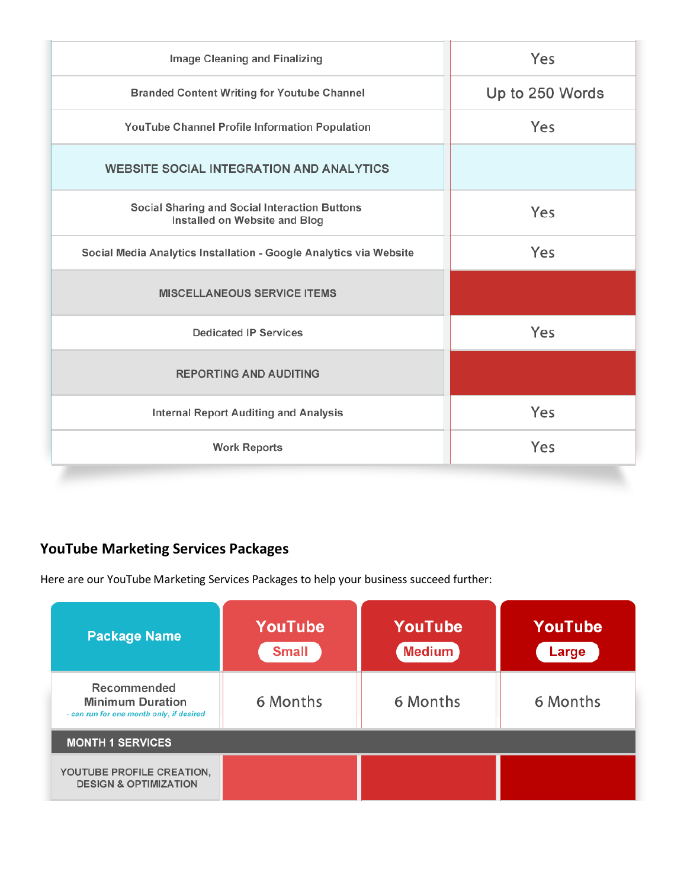| | |
|---|---|
| Image Cleaning and Finalizing | Yes |
| Branded Content Writing for Youtube Channel | Up to 250 Words |
| YouTube Channel Profile Information Population | Yes |
| WEBSITE SOCIAL INTEGRATION AND ANALYTICS | |
| Social Sharing and Social Interaction Buttons Installed on Website and Blog | Yes |
| Social Media Analytics Installation - Google Analytics via Website | Yes |
| MISCELLANEOUS SERVICE ITEMS | |
| Dedicated IP Services | Yes |
| REPORTING AND AUDITING | |
| Internal Report Auditing and Analysis | Yes |
| Work Reports | Yes |

## YouTube Marketing Services Packages

Here are our YouTube Marketing Services Packages to help your business succeed further:

| Package Name | YouTube Small | YouTube Medium | YouTube Large |
|---|---|---|---|
| Recommended Minimum Duration *- can run for one month only, if desired* | 6 Months | 6 Months | 6 Months |
| **MONTH 1 SERVICES** | | | |
| YOUTUBE PROFILE CREATION, DESIGN & OPTIMIZATION | | | |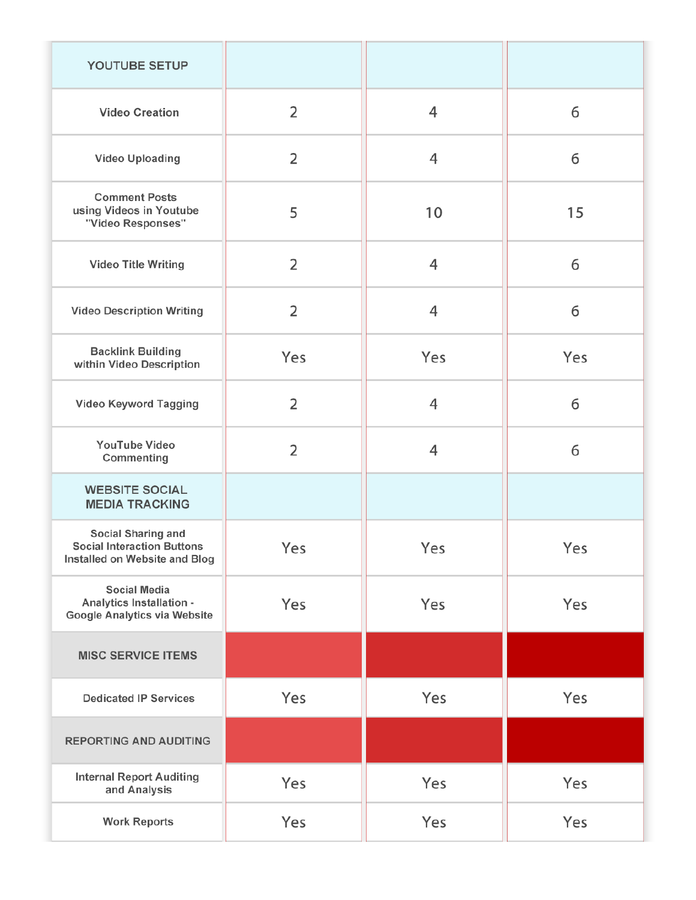| YOUTUBE SETUP | | | |
|---|---|---|---|
| Video Creation | 2 | 4 | 6 |
| Video Uploading | 2 | 4 | 6 |
| Comment Posts using Videos in Youtube "Video Responses" | 5 | 10 | 15 |
| Video Title Writing | 2 | 4 | 6 |
| Video Description Writing | 2 | 4 | 6 |
| Backlink Building within Video Description | Yes | Yes | Yes |
| Video Keyword Tagging | 2 | 4 | 6 |
| YouTube Video Commenting | 2 | 4 | 6 |
| **WEBSITE SOCIAL MEDIA TRACKING** | | | |
| Social Sharing and Social Interaction Buttons Installed on Website and Blog | Yes | Yes | Yes |
| Social Media Analytics Installation - Google Analytics via Website | Yes | Yes | Yes |
| **MISC SERVICE ITEMS** | | | |
| Dedicated IP Services | Yes | Yes | Yes |
| **REPORTING AND AUDITING** | | | |
| Internal Report Auditing and Analysis | Yes | Yes | Yes |
| Work Reports | Yes | Yes | Yes |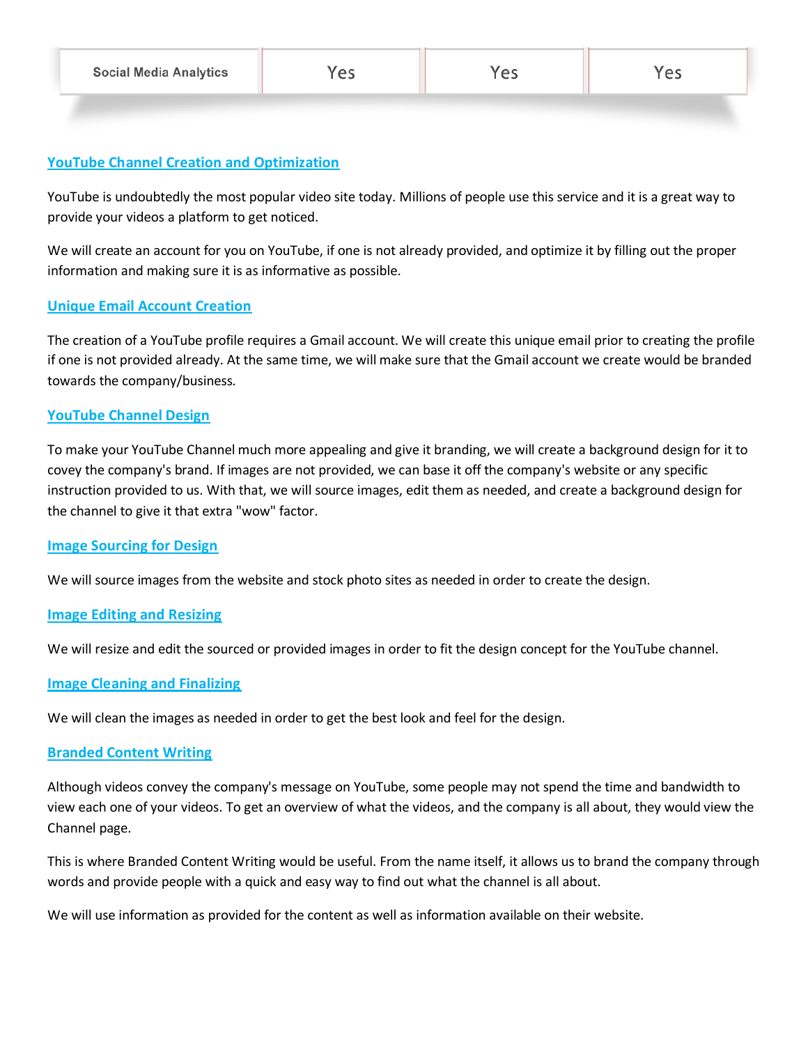| Social Media Analytics | Yes | Yes | Yes |
|---|---|---|---|

## YouTube Channel Creation and Optimization

YouTube is undoubtedly the most popular video site today. Millions of people use this service and it is a great way to provide your videos a platform to get noticed.

We will create an account for you on YouTube, if one is not already provided, and optimize it by filling out the proper information and making sure it is as informative as possible.

## Unique Email Account Creation

The creation of a YouTube profile requires a Gmail account. We will create this unique email prior to creating the profile if one is not provided already. At the same time, we will make sure that the Gmail account we create would be branded towards the company/business.

## YouTube Channel Design

To make your YouTube Channel much more appealing and give it branding, we will create a background design for it to covey the company's brand. If images are not provided, we can base it off the company's website or any specific instruction provided to us. With that, we will source images, edit them as needed, and create a background design for the channel to give it that extra "wow" factor.

## Image Sourcing for Design

We will source images from the website and stock photo sites as needed in order to create the design.

## Image Editing and Resizing

We will resize and edit the sourced or provided images in order to fit the design concept for the YouTube channel.

## Image Cleaning and Finalizing

We will clean the images as needed in order to get the best look and feel for the design.

## Branded Content Writing

Although videos convey the company's message on YouTube, some people may not spend the time and bandwidth to view each one of your videos. To get an overview of what the videos, and the company is all about, they would view the Channel page.

This is where Branded Content Writing would be useful. From the name itself, it allows us to brand the company through words and provide people with a quick and easy way to find out what the channel is all about.

We will use information as provided for the content as well as information available on their website.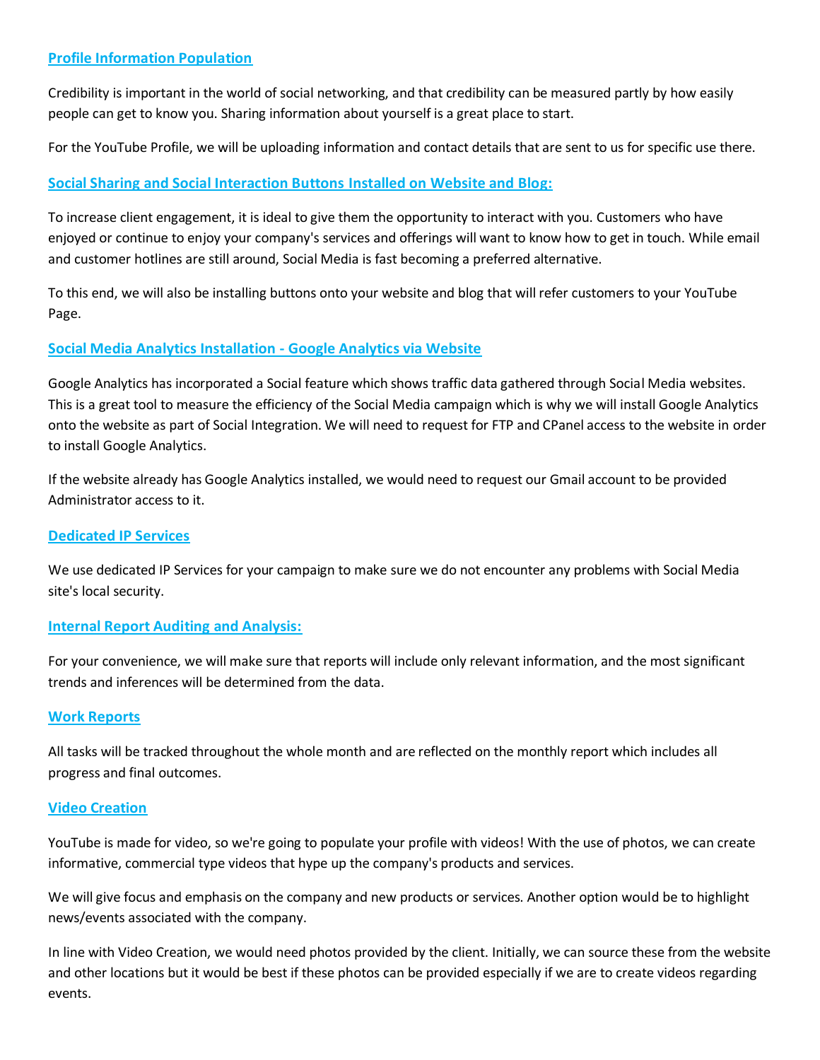### Profile Information Population

Credibility is important in the world of social networking, and that credibility can be measured partly by how easily people can get to know you. Sharing information about yourself is a great place to start.

For the YouTube Profile, we will be uploading information and contact details that are sent to us for specific use there.

### Social Sharing and Social Interaction Buttons Installed on Website and Blog:

To increase client engagement, it is ideal to give them the opportunity to interact with you. Customers who have enjoyed or continue to enjoy your company's services and offerings will want to know how to get in touch. While email and customer hotlines are still around, Social Media is fast becoming a preferred alternative.

To this end, we will also be installing buttons onto your website and blog that will refer customers to your YouTube Page.

### Social Media Analytics Installation - Google Analytics via Website

Google Analytics has incorporated a Social feature which shows traffic data gathered through Social Media websites. This is a great tool to measure the efficiency of the Social Media campaign which is why we will install Google Analytics onto the website as part of Social Integration. We will need to request for FTP and CPanel access to the website in order to install Google Analytics.

If the website already has Google Analytics installed, we would need to request our Gmail account to be provided Administrator access to it.

### Dedicated IP Services

We use dedicated IP Services for your campaign to make sure we do not encounter any problems with Social Media site's local security.

### Internal Report Auditing and Analysis:

For your convenience, we will make sure that reports will include only relevant information, and the most significant trends and inferences will be determined from the data.

### Work Reports

All tasks will be tracked throughout the whole month and are reflected on the monthly report which includes all progress and final outcomes.

### Video Creation

YouTube is made for video, so we're going to populate your profile with videos! With the use of photos, we can create informative, commercial type videos that hype up the company's products and services.

We will give focus and emphasis on the company and new products or services. Another option would be to highlight news/events associated with the company.

In line with Video Creation, we would need photos provided by the client. Initially, we can source these from the website and other locations but it would be best if these photos can be provided especially if we are to create videos regarding events.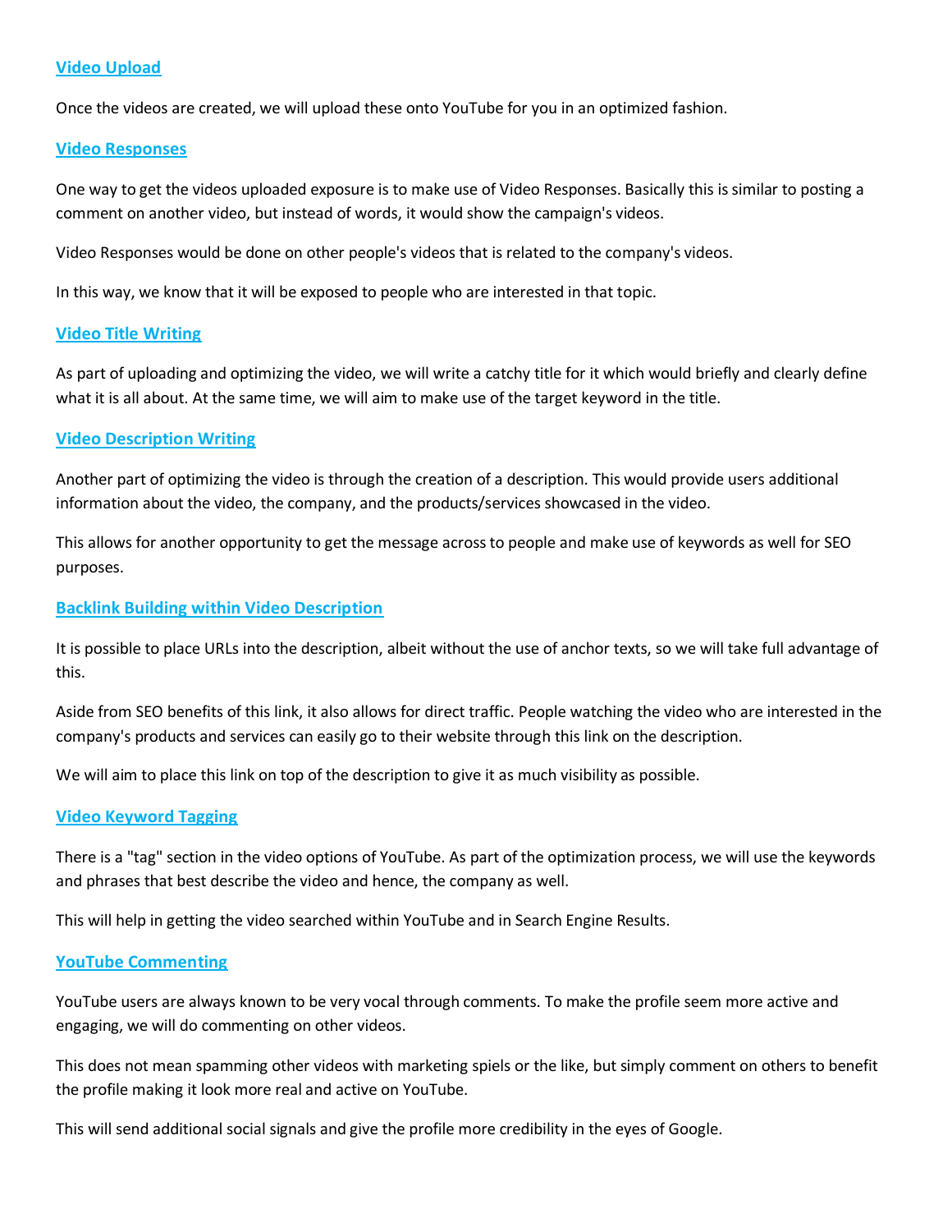### Video Upload

Once the videos are created, we will upload these onto YouTube for you in an optimized fashion.

### Video Responses

One way to get the videos uploaded exposure is to make use of Video Responses. Basically this is similar to posting a comment on another video, but instead of words, it would show the campaign's videos.

Video Responses would be done on other people's videos that is related to the company's videos.

In this way, we know that it will be exposed to people who are interested in that topic.

### Video Title Writing

As part of uploading and optimizing the video, we will write a catchy title for it which would briefly and clearly define what it is all about. At the same time, we will aim to make use of the target keyword in the title.

### Video Description Writing

Another part of optimizing the video is through the creation of a description. This would provide users additional information about the video, the company, and the products/services showcased in the video.

This allows for another opportunity to get the message across to people and make use of keywords as well for SEO purposes.

### Backlink Building within Video Description

It is possible to place URLs into the description, albeit without the use of anchor texts, so we will take full advantage of this.

Aside from SEO benefits of this link, it also allows for direct traffic. People watching the video who are interested in the company's products and services can easily go to their website through this link on the description.

We will aim to place this link on top of the description to give it as much visibility as possible.

### Video Keyword Tagging

There is a "tag" section in the video options of YouTube. As part of the optimization process, we will use the keywords and phrases that best describe the video and hence, the company as well.

This will help in getting the video searched within YouTube and in Search Engine Results.

### YouTube Commenting

YouTube users are always known to be very vocal through comments. To make the profile seem more active and engaging, we will do commenting on other videos.

This does not mean spamming other videos with marketing spiels or the like, but simply comment on others to benefit the profile making it look more real and active on YouTube.

This will send additional social signals and give the profile more credibility in the eyes of Google.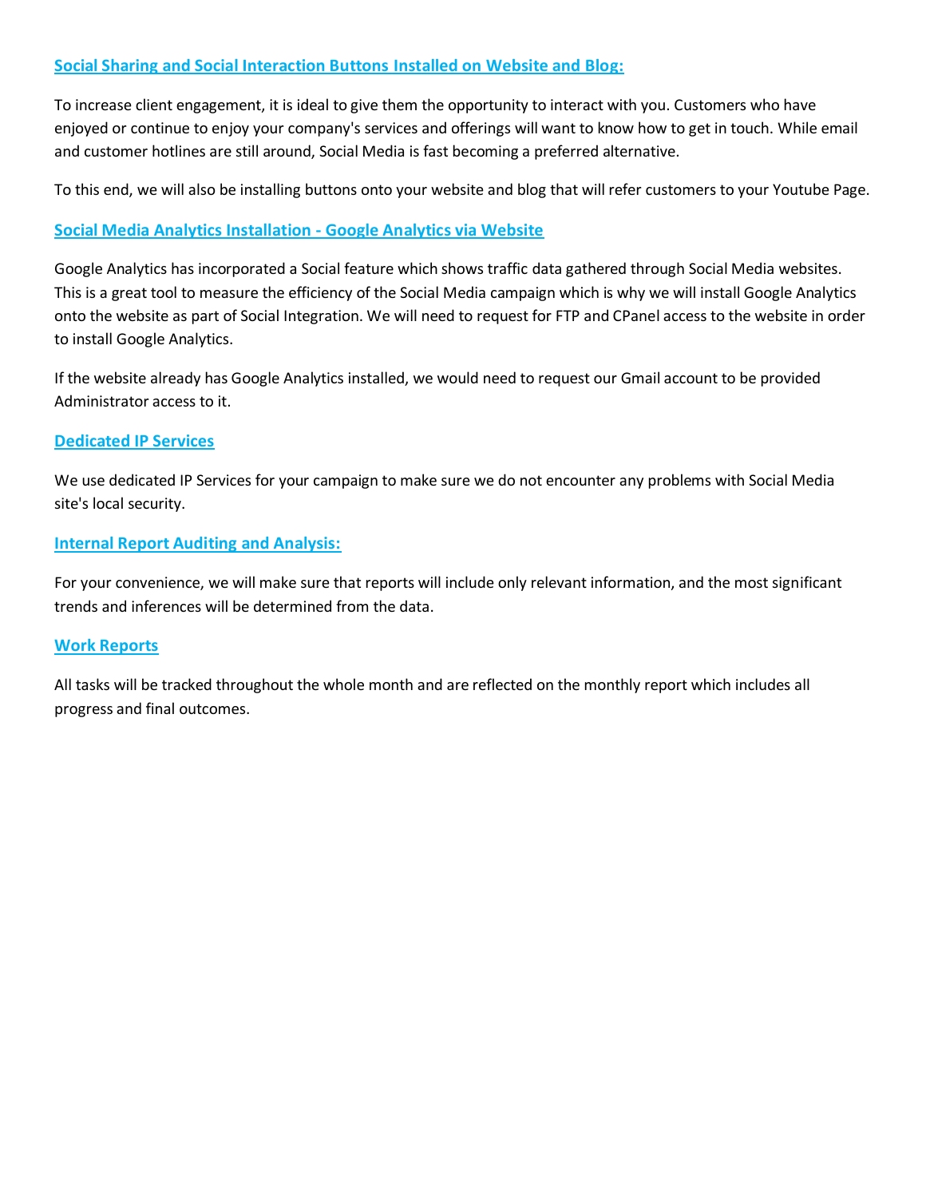## Social Sharing and Social Interaction Buttons Installed on Website and Blog:

To increase client engagement, it is ideal to give them the opportunity to interact with you. Customers who have enjoyed or continue to enjoy your company's services and offerings will want to know how to get in touch. While email and customer hotlines are still around, Social Media is fast becoming a preferred alternative.

To this end, we will also be installing buttons onto your website and blog that will refer customers to your Youtube Page.

## Social Media Analytics Installation - Google Analytics via Website

Google Analytics has incorporated a Social feature which shows traffic data gathered through Social Media websites. This is a great tool to measure the efficiency of the Social Media campaign which is why we will install Google Analytics onto the website as part of Social Integration. We will need to request for FTP and CPanel access to the website in order to install Google Analytics.

If the website already has Google Analytics installed, we would need to request our Gmail account to be provided Administrator access to it.

## Dedicated IP Services

We use dedicated IP Services for your campaign to make sure we do not encounter any problems with Social Media site's local security.

## Internal Report Auditing and Analysis:

For your convenience, we will make sure that reports will include only relevant information, and the most significant trends and inferences will be determined from the data.

## Work Reports

All tasks will be tracked throughout the whole month and are reflected on the monthly report which includes all progress and final outcomes.